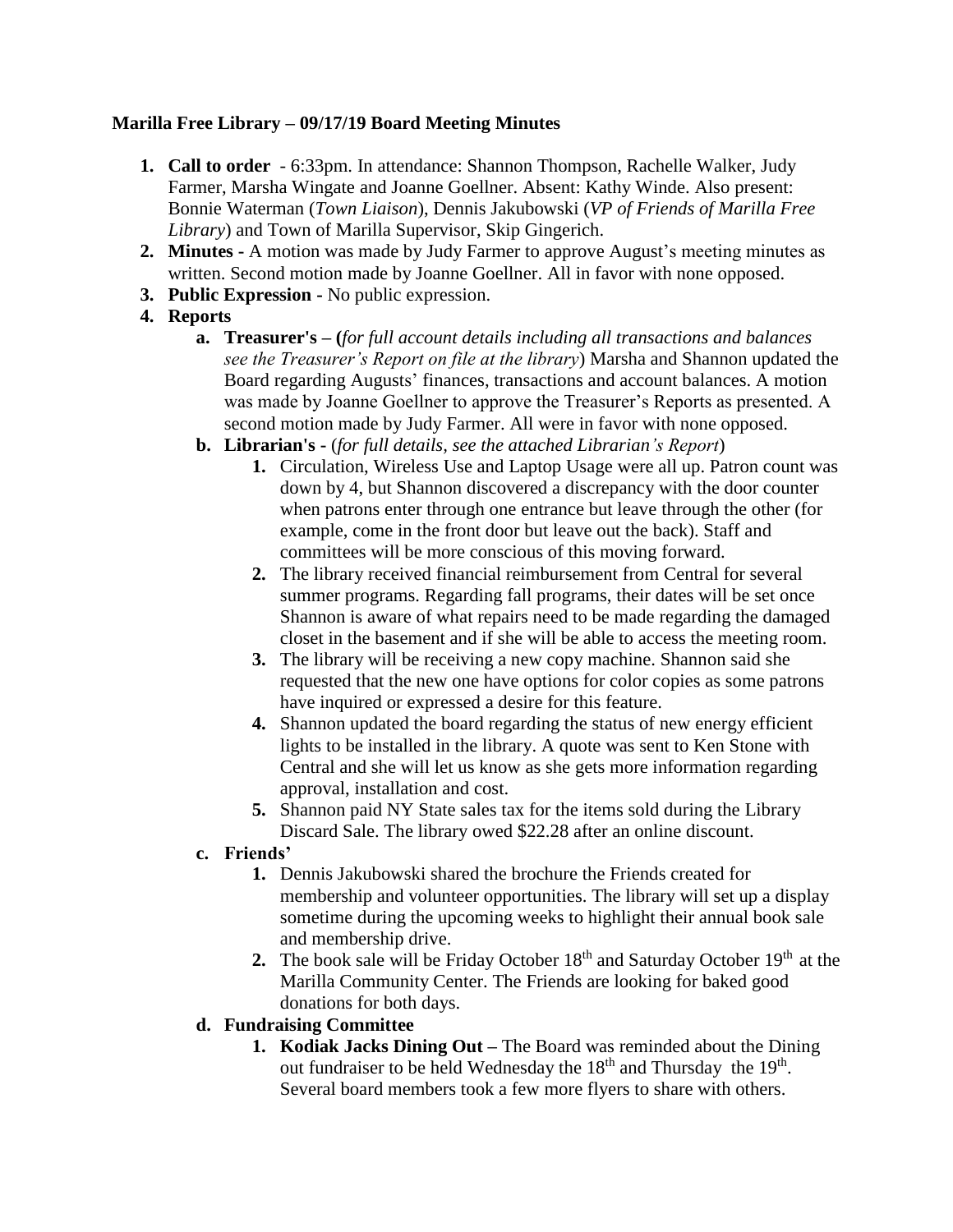**Marilla Free Library – 09/17/19 Board Meeting Minutes**

1. **Call to order** - 6:33pm. In attendance: Shannon Thompson, Rachelle Walker, Judy Farmer, Marsha Wingate and Joanne Goellner. Absent: Kathy Winde. Also present: Bonnie Waterman (*Town Liaison*), Dennis Jakubowski (*VP of Friends of Marilla Free Library*) and Town of Marilla Supervisor, Skip Gingerich.
2. **Minutes -** A motion was made by Judy Farmer to approve August's meeting minutes as written. Second motion made by Joanne Goellner. All in favor with none opposed.
3. **Public Expression -** No public expression.
4. **Reports**
   a. **Treasurer's – (***for full account details including all transactions and balances see the Treasurer's Report on file at the library*) Marsha and Shannon updated the Board regarding Augusts' finances, transactions and account balances. A motion was made by Joanne Goellner to approve the Treasurer's Reports as presented. A second motion made by Judy Farmer. All were in favor with none opposed.
   b. **Librarian's** - (*for full details, see the attached Librarian's Report*)
      1. Circulation, Wireless Use and Laptop Usage were all up. Patron count was down by 4, but Shannon discovered a discrepancy with the door counter when patrons enter through one entrance but leave through the other (for example, come in the front door but leave out the back). Staff and committees will be more conscious of this moving forward.
      2. The library received financial reimbursement from Central for several summer programs. Regarding fall programs, their dates will be set once Shannon is aware of what repairs need to be made regarding the damaged closet in the basement and if she will be able to access the meeting room.
      3. The library will be receiving a new copy machine. Shannon said she requested that the new one have options for color copies as some patrons have inquired or expressed a desire for this feature.
      4. Shannon updated the board regarding the status of new energy efficient lights to be installed in the library. A quote was sent to Ken Stone with Central and she will let us know as she gets more information regarding approval, installation and cost.
      5. Shannon paid NY State sales tax for the items sold during the Library Discard Sale. The library owed $22.28 after an online discount.
   c. **Friends'**
      1. Dennis Jakubowski shared the brochure the Friends created for membership and volunteer opportunities. The library will set up a display sometime during the upcoming weeks to highlight their annual book sale and membership drive.
      2. The book sale will be Friday October 18th and Saturday October 19th at the Marilla Community Center. The Friends are looking for baked good donations for both days.
   d. **Fundraising Committee**
      1. **Kodiak Jacks Dining Out –** The Board was reminded about the Dining out fundraiser to be held Wednesday the 18th and Thursday the 19th. Several board members took a few more flyers to share with others.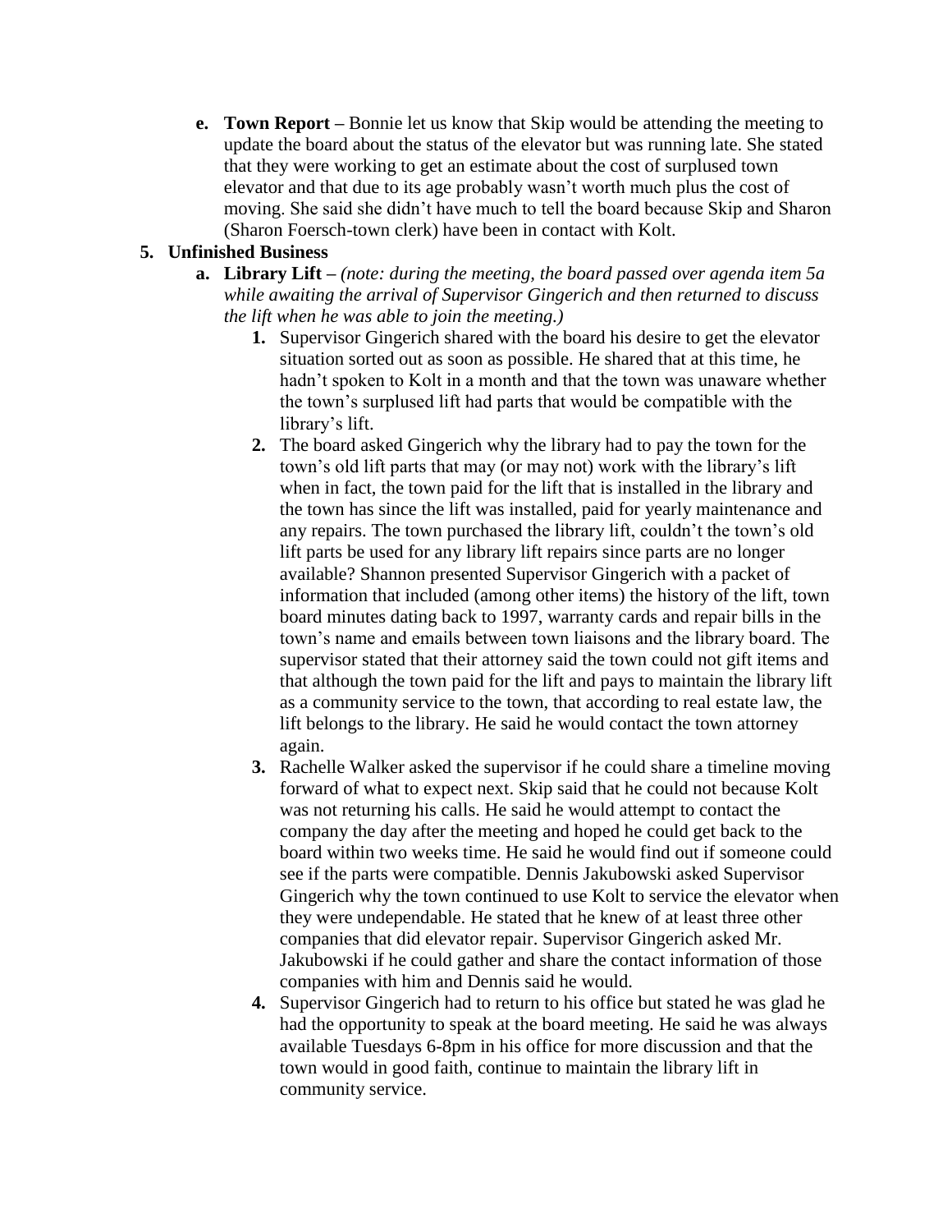e. **Town Report –** Bonnie let us know that Skip would be attending the meeting to update the board about the status of the elevator but was running late. She stated that they were working to get an estimate about the cost of surplused town elevator and that due to its age probably wasn't worth much plus the cost of moving. She said she didn't have much to tell the board because Skip and Sharon (Sharon Foersch-town clerk) have been in contact with Kolt.

5. **Unfinished Business**
   a. **Library Lift –** *(note: during the meeting, the board passed over agenda item 5a while awaiting the arrival of Supervisor Gingerich and then returned to discuss the lift when he was able to join the meeting.)*
      1. Supervisor Gingerich shared with the board his desire to get the elevator situation sorted out as soon as possible. He shared that at this time, he hadn't spoken to Kolt in a month and that the town was unaware whether the town's surplused lift had parts that would be compatible with the library's lift.
      2. The board asked Gingerich why the library had to pay the town for the town's old lift parts that may (or may not) work with the library's lift when in fact, the town paid for the lift that is installed in the library and the town has since the lift was installed, paid for yearly maintenance and any repairs. The town purchased the library lift, couldn't the town's old lift parts be used for any library lift repairs since parts are no longer available? Shannon presented Supervisor Gingerich with a packet of information that included (among other items) the history of the lift, town board minutes dating back to 1997, warranty cards and repair bills in the town's name and emails between town liaisons and the library board. The supervisor stated that their attorney said the town could not gift items and that although the town paid for the lift and pays to maintain the library lift as a community service to the town, that according to real estate law, the lift belongs to the library. He said he would contact the town attorney again.
      3. Rachelle Walker asked the supervisor if he could share a timeline moving forward of what to expect next. Skip said that he could not because Kolt was not returning his calls. He said he would attempt to contact the company the day after the meeting and hoped he could get back to the board within two weeks time. He said he would find out if someone could see if the parts were compatible. Dennis Jakubowski asked Supervisor Gingerich why the town continued to use Kolt to service the elevator when they were undependable. He stated that he knew of at least three other companies that did elevator repair. Supervisor Gingerich asked Mr. Jakubowski if he could gather and share the contact information of those companies with him and Dennis said he would.
      4. Supervisor Gingerich had to return to his office but stated he was glad he had the opportunity to speak at the board meeting. He said he was always available Tuesdays 6-8pm in his office for more discussion and that the town would in good faith, continue to maintain the library lift in community service.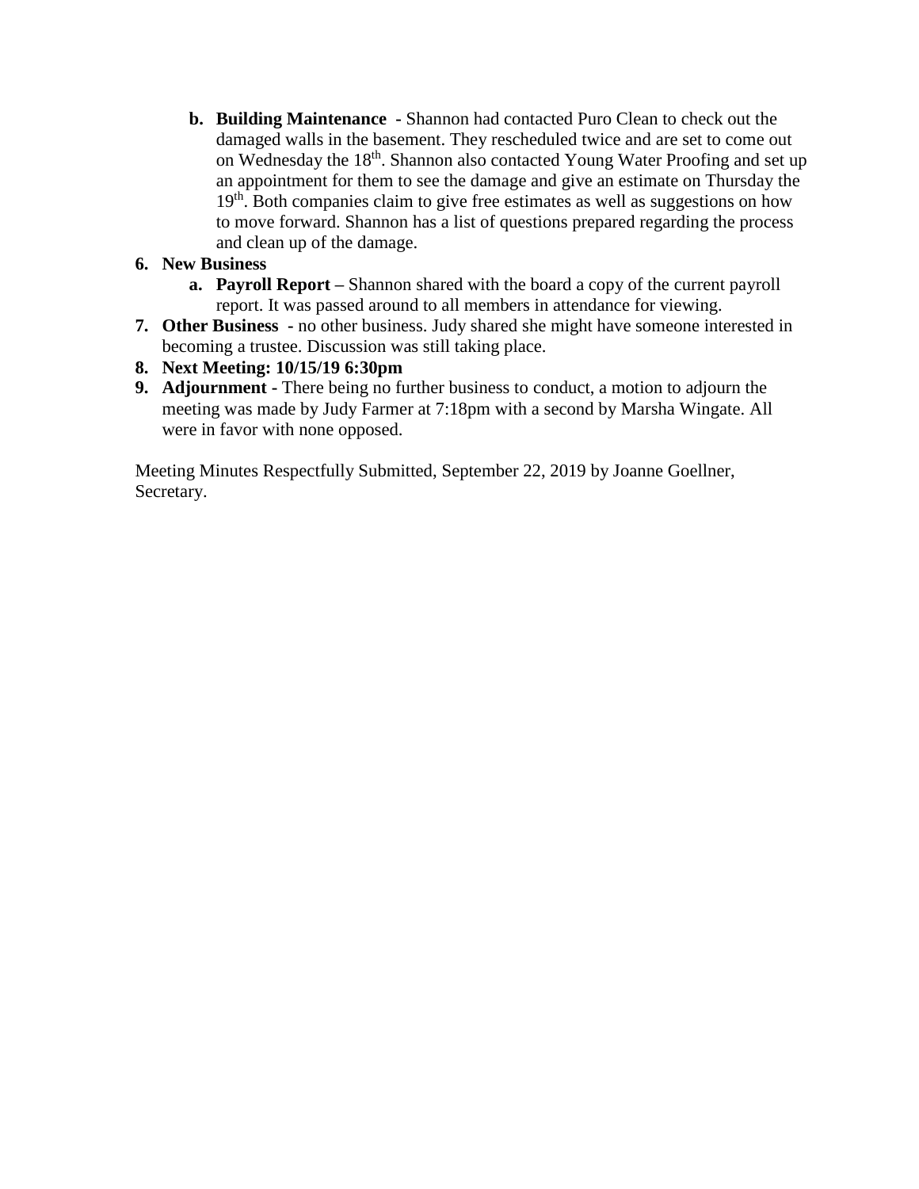b. **Building Maintenance** - Shannon had contacted Puro Clean to check out the damaged walls in the basement. They rescheduled twice and are set to come out on Wednesday the 18th. Shannon also contacted Young Water Proofing and set up an appointment for them to see the damage and give an estimate on Thursday the 19th. Both companies claim to give free estimates as well as suggestions on how to move forward. Shannon has a list of questions prepared regarding the process and clean up of the damage.

6. **New Business**
   a. **Payroll Report** – Shannon shared with the board a copy of the current payroll report. It was passed around to all members in attendance for viewing.
7. **Other Business** - no other business. Judy shared she might have someone interested in becoming a trustee. Discussion was still taking place.
8. **Next Meeting: 10/15/19 6:30pm**
9. **Adjournment** - There being no further business to conduct, a motion to adjourn the meeting was made by Judy Farmer at 7:18pm with a second by Marsha Wingate. All were in favor with none opposed.

Meeting Minutes Respectfully Submitted, September 22, 2019 by Joanne Goellner, Secretary.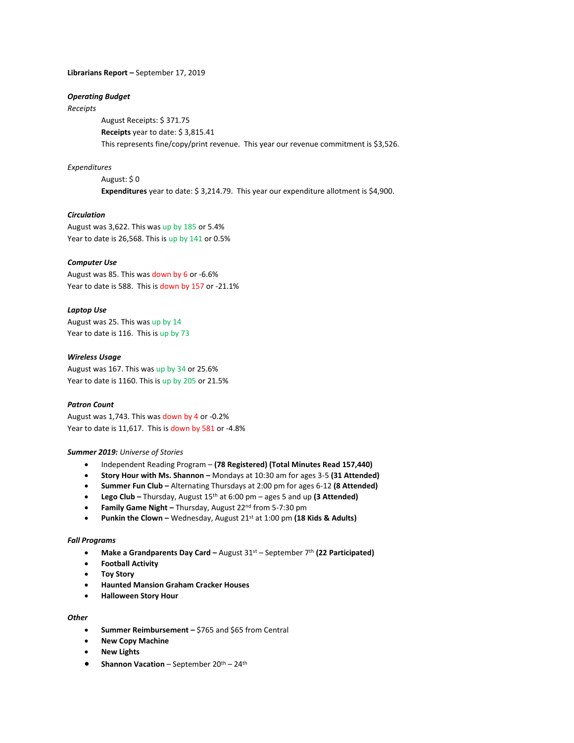**Librarians Report –** September 17, 2019

***Operating Budget***

*Receipts*

August Receipts: $ 371.75
**Receipts** year to date: $ 3,815.41
This represents fine/copy/print revenue. This year our revenue commitment is $3,526.

*Expenditures*

August: $ 0
**Expenditures** year to date: $ 3,214.79. This year our expenditure allotment is $4,900.

***Circulation***

August was 3,622. This was up by 185 or 5.4%
Year to date is 26,568. This is up by 141 or 0.5%

***Computer Use***

August was 85. This was down by 6 or -6.6%
Year to date is 588. This is down by 157 or -21.1%

***Laptop Use***

August was 25. This was up by 14
Year to date is 116. This is up by 73

***Wireless Usage***

August was 167. This was up by 34 or 25.6%
Year to date is 1160. This is up by 205 or 21.5%

***Patron Count***

August was 1,743. This was down by 4 or -0.2%
Year to date is 11,617. This is down by 581 or -4.8%

***Summer 2019:*** *Universe of Stories*

- Independent Reading Program – **(78 Registered) (Total Minutes Read 157,440)**
- **Story Hour with Ms. Shannon –** Mondays at 10:30 am for ages 3-5 **(31 Attended)**
- **Summer Fun Club –** Alternating Thursdays at 2:00 pm for ages 6-12 **(8 Attended)**
- **Lego Club –** Thursday, August 15th at 6:00 pm – ages 5 and up **(3 Attended)**
- **Family Game Night –** Thursday, August 22nd from 5-7:30 pm
- **Punkin the Clown –** Wednesday, August 21st at 1:00 pm **(18 Kids & Adults)**

***Fall Programs***

- **Make a Grandparents Day Card –** August 31st – September 7th **(22 Participated)**
- **Football Activity**
- **Toy Story**
- **Haunted Mansion Graham Cracker Houses**
- **Halloween Story Hour**

***Other***

- **Summer Reimbursement –** $765 and $65 from Central
- **New Copy Machine**
- **New Lights**
- **Shannon Vacation** – September 20th – 24th